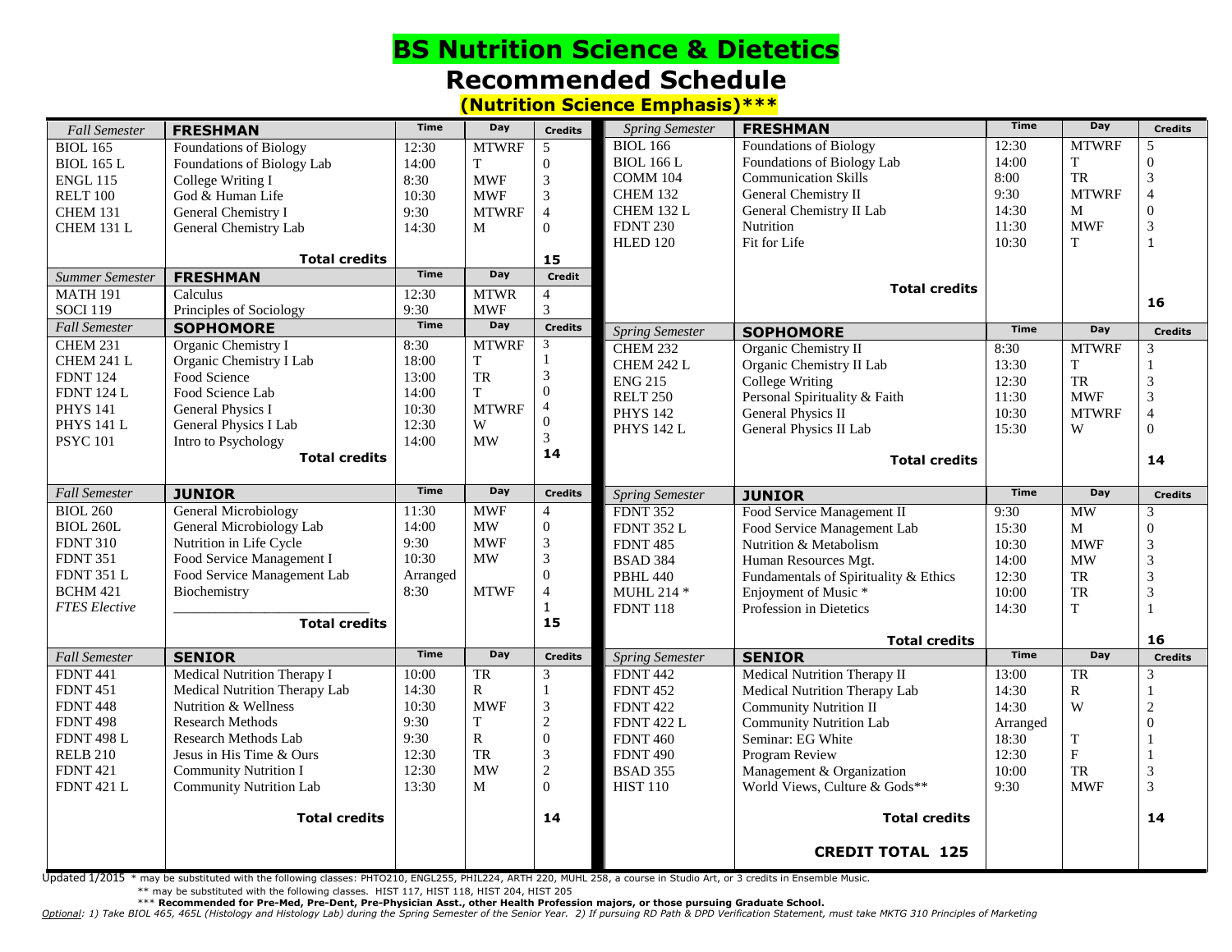# BS Nutrition Science & Dietetics

## Recommended Schedule

### (Nutrition Science Emphasis)***

| *Fall Semester* | **FRESHMAN** | Time | Day | Credits |
|---|---|---|---|---|
| BIOL 165 | Foundations of Biology | 12:30 | MTWRF | 5 |
| BIOL 165 L | Foundations of Biology Lab | 14:00 | T | 0 |
| ENGL 115 | College Writing I | 8:30 | MWF | 3 |
| RELT 100 | God & Human Life | 10:30 | MWF | 3 |
| CHEM 131 | General Chemistry I | 9:30 | MTWRF | 4 |
| CHEM 131 L | General Chemistry Lab | 14:30 | M | 0 |
| | **Total credits** | | | **15** |

| *Spring Semester* | **FRESHMAN** | Time | Day | Credits |
|---|---|---|---|---|
| BIOL 166 | Foundations of Biology | 12:30 | MTWRF | 5 |
| BIOL 166 L | Foundations of Biology Lab | 14:00 | T | 0 |
| COMM 104 | Communication Skills | 8:00 | TR | 3 |
| CHEM 132 | General Chemistry II | 9:30 | MTWRF | 4 |
| CHEM 132 L | General Chemistry II Lab | 14:30 | M | 0 |
| FDNT 230 | Nutrition | 11:30 | MWF | 3 |
| HLED 120 | Fit for Life | 10:30 | T | 1 |
| | **Total credits** | | | **16** |

| *Summer Semester* | **FRESHMAN** | Time | Day | Credit |
|---|---|---|---|---|
| MATH 191 | Calculus | 12:30 | MTWR | 4 |
| SOCI 119 | Principles of Sociology | 9:30 | MWF | 3 |

| *Fall Semester* | **SOPHOMORE** | Time | Day | Credits |
|---|---|---|---|---|
| CHEM 231 | Organic Chemistry I | 8:30 | MTWRF | 3 |
| CHEM 241 L | Organic Chemistry I Lab | 18:00 | T | 1 |
| FDNT 124 | Food Science | 13:00 | TR | 3 |
| FDNT 124 L | Food Science Lab | 14:00 | T | 0 |
| PHYS 141 | General Physics I | 10:30 | MTWRF | 4 |
| PHYS 141 L | General Physics I Lab | 12:30 | W | 0 |
| PSYC 101 | Intro to Psychology | 14:00 | MW | 3 |
| | **Total credits** | | | **14** |

| *Spring Semester* | **SOPHOMORE** | Time | Day | Credits |
|---|---|---|---|---|
| CHEM 232 | Organic Chemistry II | 8:30 | MTWRF | 3 |
| CHEM 242 L | Organic Chemistry II Lab | 13:30 | T | 1 |
| ENG 215 | College Writing | 12:30 | TR | 3 |
| RELT 250 | Personal Spirituality & Faith | 11:30 | MWF | 3 |
| PHYS 142 | General Physics II | 10:30 | MTWRF | 4 |
| PHYS 142 L | General Physics II Lab | 15:30 | W | 0 |
| | **Total credits** | | | **14** |

| *Fall Semester* | **JUNIOR** | Time | Day | Credits |
|---|---|---|---|---|
| BIOL 260 | General Microbiology | 11:30 | MWF | 4 |
| BIOL 260L | General Microbiology Lab | 14:00 | MW | 0 |
| FDNT 310 | Nutrition in Life Cycle | 9:30 | MWF | 3 |
| FDNT 351 | Food Service Management I | 10:30 | MW | 3 |
| FDNT 351 L | Food Service Management Lab | Arranged | | 0 |
| BCHM 421 | Biochemistry | 8:30 | MTWF | 4 |
| *FTES Elective* | ___________________________ | | | 1 |
| | **Total credits** | | | **15** |

| *Spring Semester* | **JUNIOR** | Time | Day | Credits |
|---|---|---|---|---|
| FDNT 352 | Food Service Management II | 9:30 | MW | 3 |
| FDNT 352 L | Food Service Management Lab | 15:30 | M | 0 |
| FDNT 485 | Nutrition & Metabolism | 10:30 | MWF | 3 |
| BSAD 384 | Human Resources Mgt. | 14:00 | MW | 3 |
| PBHL 440 | Fundamentals of Spirituality & Ethics | 12:30 | TR | 3 |
| MUHL 214 * | Enjoyment of Music * | 10:00 | TR | 3 |
| FDNT 118 | Profession in Dietetics | 14:30 | T | 1 |
| | **Total credits** | | | **16** |

| *Fall Semester* | **SENIOR** | Time | Day | Credits |
|---|---|---|---|---|
| FDNT 441 | Medical Nutrition Therapy I | 10:00 | TR | 3 |
| FDNT 451 | Medical Nutrition Therapy Lab | 14:30 | R | 1 |
| FDNT 448 | Nutrition & Wellness | 10:30 | MWF | 3 |
| FDNT 498 | Research Methods | 9:30 | T | 2 |
| FDNT 498 L | Research Methods Lab | 9:30 | R | 0 |
| RELB 210 | Jesus in His Time & Ours | 12:30 | TR | 3 |
| FDNT 421 | Community Nutrition I | 12:30 | MW | 2 |
| FDNT 421 L | Community Nutrition Lab | 13:30 | M | 0 |
| | **Total credits** | | | **14** |

| *Spring Semester* | **SENIOR** | Time | Day | Credits |
|---|---|---|---|---|
| FDNT 442 | Medical Nutrition Therapy II | 13:00 | TR | 3 |
| FDNT 452 | Medical Nutrition Therapy Lab | 14:30 | R | 1 |
| FDNT 422 | Community Nutrition II | 14:30 | W | 2 |
| FDNT 422 L | Community Nutrition Lab | Arranged | | 0 |
| FDNT 460 | Seminar: EG White | 18:30 | T | 1 |
| FDNT 490 | Program Review | 12:30 | F | 1 |
| BSAD 355 | Management & Organization | 10:00 | TR | 3 |
| HIST 110 | World Views, Culture & Gods** | 9:30 | MWF | 3 |
| | **Total credits** | | | **14** |
| | **CREDIT TOTAL 125** | | | |

Updated 1/2015 * may be substituted with the following classes: PHTO210, ENGL255, PHIL224, ARTH 220, MUHL 258, a course in Studio Art, or 3 credits in Ensemble Music.

** may be substituted with the following classes. HIST 117, HIST 118, HIST 204, HIST 205

*** **Recommended for Pre-Med, Pre-Dent, Pre-Physician Asst., other Health Profession majors, or those pursuing Graduate School.**

*Optional: 1) Take BIOL 465, 465L (Histology and Histology Lab) during the Spring Semester of the Senior Year. 2) If pursuing RD Path & DPD Verification Statement, must take MKTG 310 Principles of Marketing*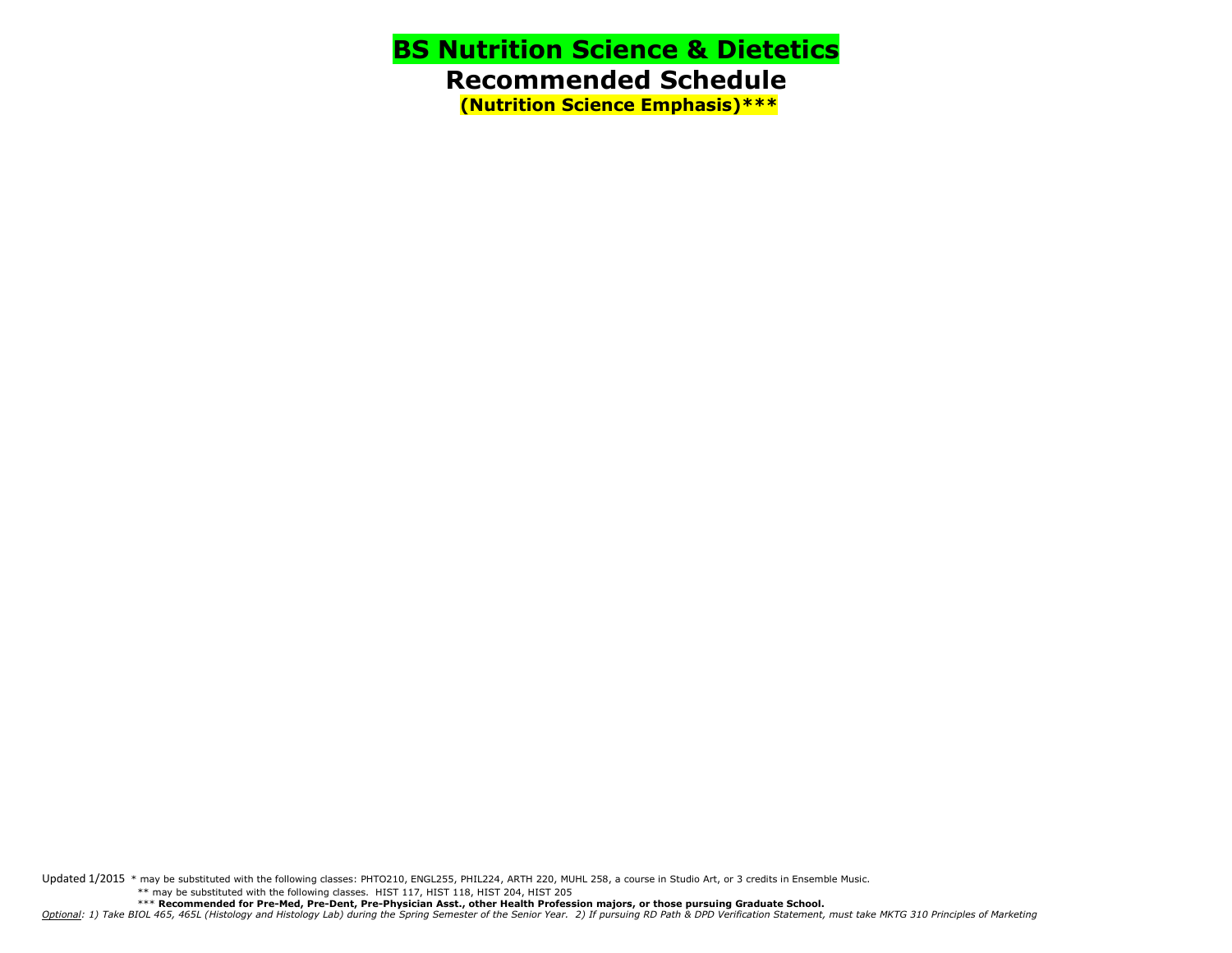# BS Nutrition Science & Dietetics

## Recommended Schedule

### (Nutrition Science Emphasis)***

Updated 1/2015 * may be substituted with the following classes: PHTO210, ENGL255, PHIL224, ARTH 220, MUHL 258, a course in Studio Art, or 3 credits in Ensemble Music.

** may be substituted with the following classes. HIST 117, HIST 118, HIST 204, HIST 205

*** **Recommended for Pre-Med, Pre-Dent, Pre-Physician Asst., other Health Profession majors, or those pursuing Graduate School.**

*Optional: 1) Take BIOL 465, 465L (Histology and Histology Lab) during the Spring Semester of the Senior Year. 2) If pursuing RD Path & DPD Verification Statement, must take MKTG 310 Principles of Marketing*